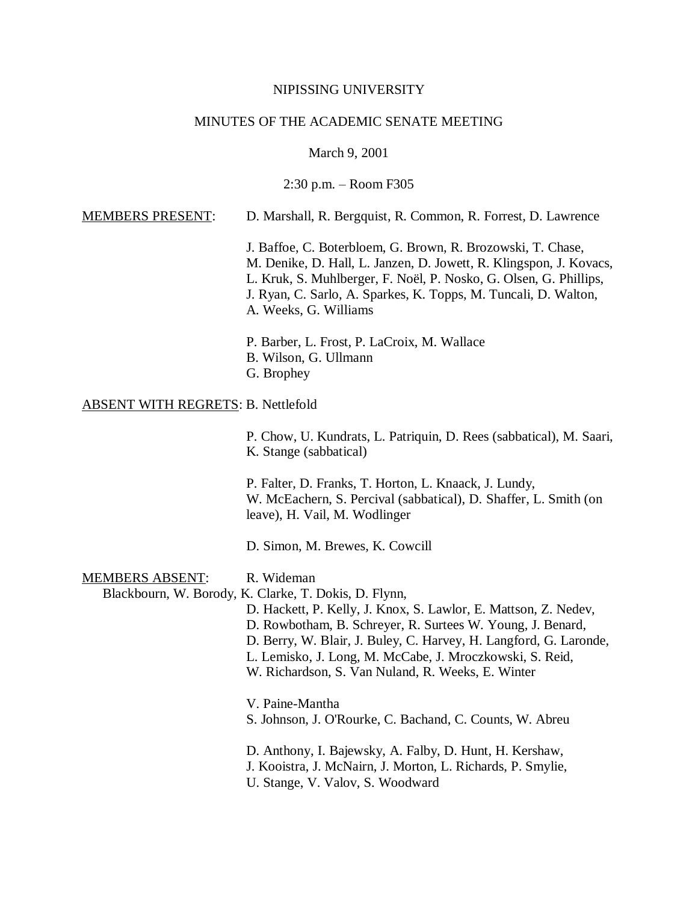NIPISSING UNIVERSITY

MINUTES OF THE ACADEMIC SENATE MEETING

March 9, 2001

2:30 p.m. – Room F305

MEMBERS PRESENT: D. Marshall, R. Bergquist, R. Common, R. Forrest, D. Lawrence

J. Baffoe, C. Boterbloem, G. Brown, R. Brozowski, T. Chase, M. Denike, D. Hall, L. Janzen, D. Jowett, R. Klingspon, J. Kovacs, L. Kruk, S. Muhlberger, F. Noël, P. Nosko, G. Olsen, G. Phillips, J. Ryan, C. Sarlo, A. Sparkes, K. Topps, M. Tuncali, D. Walton, A. Weeks, G. Williams

P. Barber, L. Frost, P. LaCroix, M. Wallace
B. Wilson, G. Ullmann
G. Brophey

ABSENT WITH REGRETS: B. Nettlefold

P. Chow, U. Kundrats, L. Patriquin, D. Rees (sabbatical), M. Saari, K. Stange (sabbatical)

P. Falter, D. Franks, T. Horton, L. Knaack, J. Lundy, W. McEachern, S. Percival (sabbatical), D. Shaffer, L. Smith (on leave), H. Vail, M. Wodlinger

D. Simon, M. Brewes, K. Cowcill

MEMBERS ABSENT: R. Wideman

Blackbourn, W. Borody, K. Clarke, T. Dokis, D. Flynn, D. Hackett, P. Kelly, J. Knox, S. Lawlor, E. Mattson, Z. Nedev, D. Rowbotham, B. Schreyer, R. Surtees W. Young, J. Benard, D. Berry, W. Blair, J. Buley, C. Harvey, H. Langford, G. Laronde, L. Lemisko, J. Long, M. McCabe, J. Mroczkowski, S. Reid, W. Richardson, S. Van Nuland, R. Weeks, E. Winter

V. Paine-Mantha
S. Johnson, J. O'Rourke, C. Bachand, C. Counts, W. Abreu

D. Anthony, I. Bajewsky, A. Falby, D. Hunt, H. Kershaw, J. Kooistra, J. McNairn, J. Morton, L. Richards, P. Smylie, U. Stange, V. Valov, S. Woodward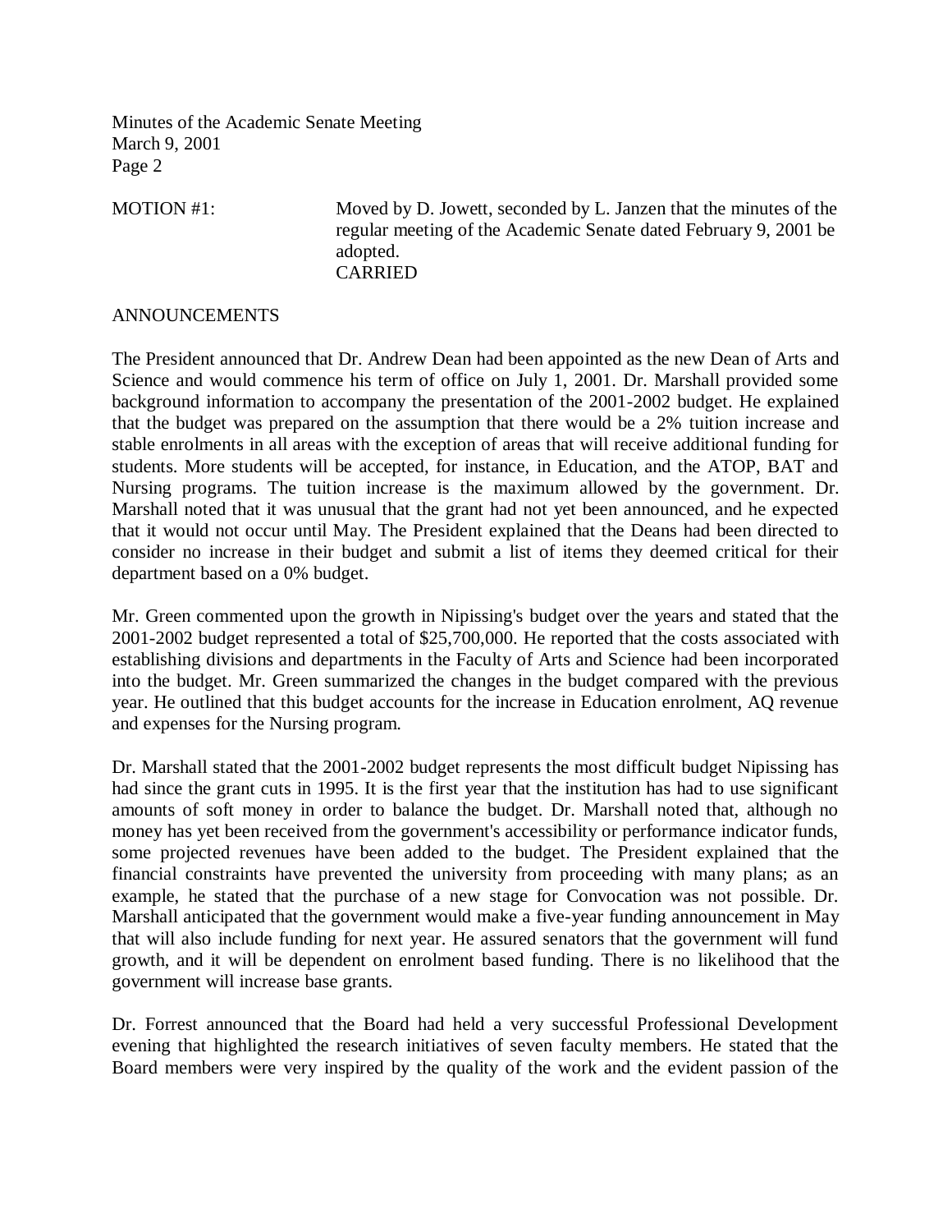MOTION #1: Moved by D. Jowett, seconded by L. Janzen that the minutes of the regular meeting of the Academic Senate dated February 9, 2001 be adopted.
CARRIED

ANNOUNCEMENTS

The President announced that Dr. Andrew Dean had been appointed as the new Dean of Arts and Science and would commence his term of office on July 1, 2001. Dr. Marshall provided some background information to accompany the presentation of the 2001-2002 budget. He explained that the budget was prepared on the assumption that there would be a 2% tuition increase and stable enrolments in all areas with the exception of areas that will receive additional funding for students. More students will be accepted, for instance, in Education, and the ATOP, BAT and Nursing programs. The tuition increase is the maximum allowed by the government. Dr. Marshall noted that it was unusual that the grant had not yet been announced, and he expected that it would not occur until May. The President explained that the Deans had been directed to consider no increase in their budget and submit a list of items they deemed critical for their department based on a 0% budget.

Mr. Green commented upon the growth in Nipissing's budget over the years and stated that the 2001-2002 budget represented a total of $25,700,000. He reported that the costs associated with establishing divisions and departments in the Faculty of Arts and Science had been incorporated into the budget. Mr. Green summarized the changes in the budget compared with the previous year. He outlined that this budget accounts for the increase in Education enrolment, AQ revenue and expenses for the Nursing program.

Dr. Marshall stated that the 2001-2002 budget represents the most difficult budget Nipissing has had since the grant cuts in 1995. It is the first year that the institution has had to use significant amounts of soft money in order to balance the budget. Dr. Marshall noted that, although no money has yet been received from the government's accessibility or performance indicator funds, some projected revenues have been added to the budget. The President explained that the financial constraints have prevented the university from proceeding with many plans; as an example, he stated that the purchase of a new stage for Convocation was not possible. Dr. Marshall anticipated that the government would make a five-year funding announcement in May that will also include funding for next year. He assured senators that the government will fund growth, and it will be dependent on enrolment based funding. There is no likelihood that the government will increase base grants.

Dr. Forrest announced that the Board had held a very successful Professional Development evening that highlighted the research initiatives of seven faculty members. He stated that the Board members were very inspired by the quality of the work and the evident passion of the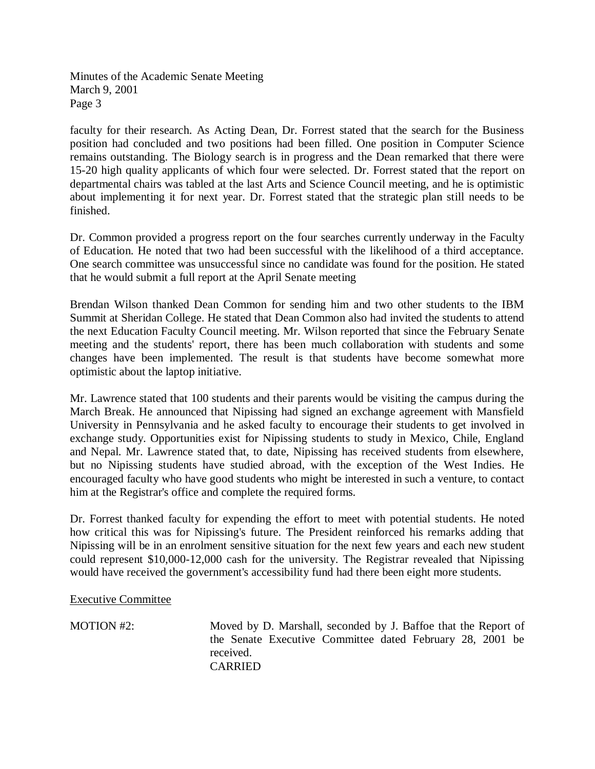faculty for their research. As Acting Dean, Dr. Forrest stated that the search for the Business position had concluded and two positions had been filled. One position in Computer Science remains outstanding. The Biology search is in progress and the Dean remarked that there were 15-20 high quality applicants of which four were selected. Dr. Forrest stated that the report on departmental chairs was tabled at the last Arts and Science Council meeting, and he is optimistic about implementing it for next year. Dr. Forrest stated that the strategic plan still needs to be finished.

Dr. Common provided a progress report on the four searches currently underway in the Faculty of Education. He noted that two had been successful with the likelihood of a third acceptance. One search committee was unsuccessful since no candidate was found for the position. He stated that he would submit a full report at the April Senate meeting

Brendan Wilson thanked Dean Common for sending him and two other students to the IBM Summit at Sheridan College. He stated that Dean Common also had invited the students to attend the next Education Faculty Council meeting. Mr. Wilson reported that since the February Senate meeting and the students' report, there has been much collaboration with students and some changes have been implemented. The result is that students have become somewhat more optimistic about the laptop initiative.

Mr. Lawrence stated that 100 students and their parents would be visiting the campus during the March Break. He announced that Nipissing had signed an exchange agreement with Mansfield University in Pennsylvania and he asked faculty to encourage their students to get involved in exchange study. Opportunities exist for Nipissing students to study in Mexico, Chile, England and Nepal. Mr. Lawrence stated that, to date, Nipissing has received students from elsewhere, but no Nipissing students have studied abroad, with the exception of the West Indies. He encouraged faculty who have good students who might be interested in such a venture, to contact him at the Registrar's office and complete the required forms.

Dr. Forrest thanked faculty for expending the effort to meet with potential students. He noted how critical this was for Nipissing's future. The President reinforced his remarks adding that Nipissing will be in an enrolment sensitive situation for the next few years and each new student could represent $10,000-12,000 cash for the university. The Registrar revealed that Nipissing would have received the government's accessibility fund had there been eight more students.

<u>Executive Committee</u>

MOTION #2: Moved by D. Marshall, seconded by J. Baffoe that the Report of the Senate Executive Committee dated February 28, 2001 be received.
CARRIED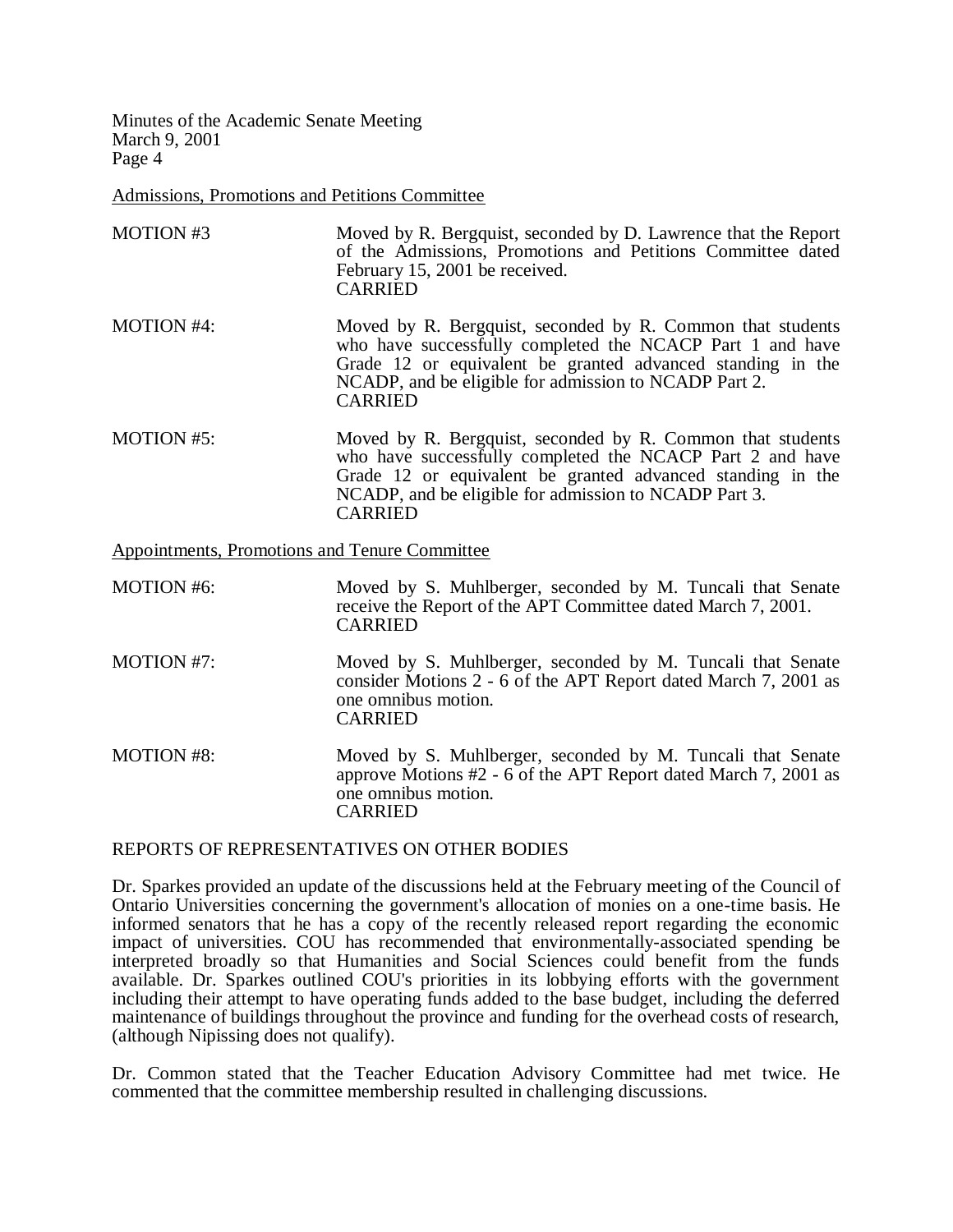Admissions, Promotions and Petitions Committee

MOTION #3 Moved by R. Bergquist, seconded by D. Lawrence that the Report of the Admissions, Promotions and Petitions Committee dated February 15, 2001 be received.
CARRIED

MOTION #4: Moved by R. Bergquist, seconded by R. Common that students who have successfully completed the NCACP Part 1 and have Grade 12 or equivalent be granted advanced standing in the NCADP, and be eligible for admission to NCADP Part 2.
CARRIED

MOTION #5: Moved by R. Bergquist, seconded by R. Common that students who have successfully completed the NCACP Part 2 and have Grade 12 or equivalent be granted advanced standing in the NCADP, and be eligible for admission to NCADP Part 3.
CARRIED

Appointments, Promotions and Tenure Committee

MOTION #6: Moved by S. Muhlberger, seconded by M. Tuncali that Senate receive the Report of the APT Committee dated March 7, 2001.
CARRIED

MOTION #7: Moved by S. Muhlberger, seconded by M. Tuncali that Senate consider Motions 2 - 6 of the APT Report dated March 7, 2001 as one omnibus motion.
CARRIED

MOTION #8: Moved by S. Muhlberger, seconded by M. Tuncali that Senate approve Motions #2 - 6 of the APT Report dated March 7, 2001 as one omnibus motion.
CARRIED

REPORTS OF REPRESENTATIVES ON OTHER BODIES

Dr. Sparkes provided an update of the discussions held at the February meeting of the Council of Ontario Universities concerning the government's allocation of monies on a one-time basis. He informed senators that he has a copy of the recently released report regarding the economic impact of universities. COU has recommended that environmentally-associated spending be interpreted broadly so that Humanities and Social Sciences could benefit from the funds available. Dr. Sparkes outlined COU's priorities in its lobbying efforts with the government including their attempt to have operating funds added to the base budget, including the deferred maintenance of buildings throughout the province and funding for the overhead costs of research, (although Nipissing does not qualify).

Dr. Common stated that the Teacher Education Advisory Committee had met twice. He commented that the committee membership resulted in challenging discussions.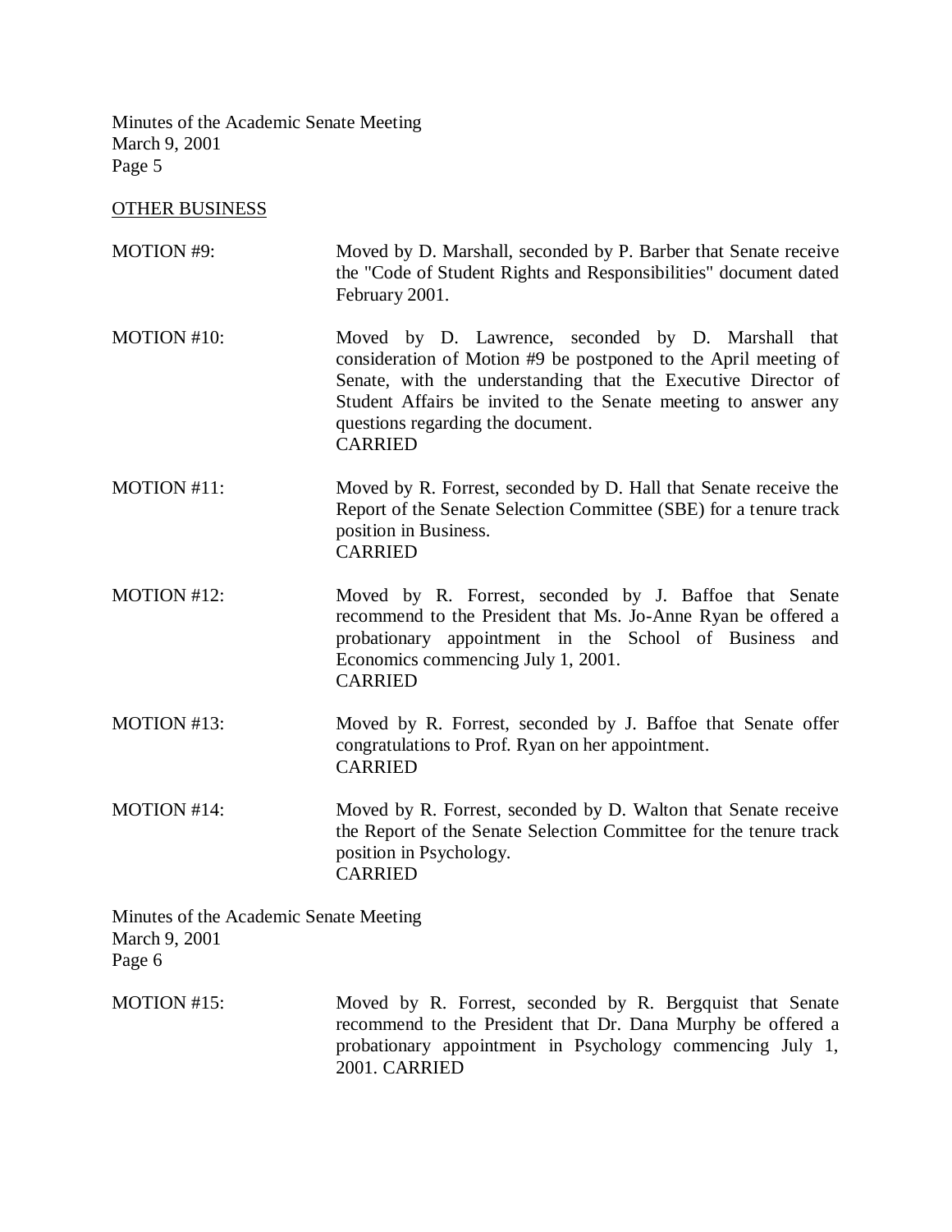## OTHER BUSINESS

MOTION #9: Moved by D. Marshall, seconded by P. Barber that Senate receive the "Code of Student Rights and Responsibilities" document dated February 2001.

MOTION #10: Moved by D. Lawrence, seconded by D. Marshall that consideration of Motion #9 be postponed to the April meeting of Senate, with the understanding that the Executive Director of Student Affairs be invited to the Senate meeting to answer any questions regarding the document.
CARRIED

MOTION #11: Moved by R. Forrest, seconded by D. Hall that Senate receive the Report of the Senate Selection Committee (SBE) for a tenure track position in Business.
CARRIED

MOTION #12: Moved by R. Forrest, seconded by J. Baffoe that Senate recommend to the President that Ms. Jo-Anne Ryan be offered a probationary appointment in the School of Business and Economics commencing July 1, 2001.
CARRIED

MOTION #13: Moved by R. Forrest, seconded by J. Baffoe that Senate offer congratulations to Prof. Ryan on her appointment.
CARRIED

MOTION #14: Moved by R. Forrest, seconded by D. Walton that Senate receive the Report of the Senate Selection Committee for the tenure track position in Psychology.
CARRIED

MOTION #15: Moved by R. Forrest, seconded by R. Bergquist that Senate recommend to the President that Dr. Dana Murphy be offered a probationary appointment in Psychology commencing July 1, 2001. CARRIED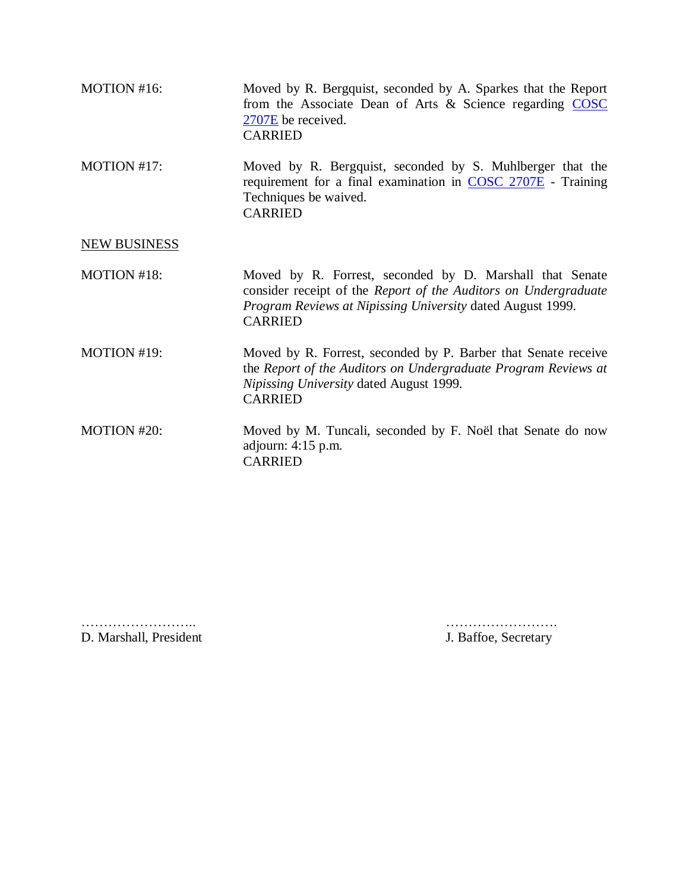MOTION #16: Moved by R. Bergquist, seconded by A. Sparkes that the Report from the Associate Dean of Arts & Science regarding COSC 2707E be received.
CARRIED

MOTION #17: Moved by R. Bergquist, seconded by S. Muhlberger that the requirement for a final examination in COSC 2707E - Training Techniques be waived.
CARRIED

NEW BUSINESS

MOTION #18: Moved by R. Forrest, seconded by D. Marshall that Senate consider receipt of the *Report of the Auditors on Undergraduate Program Reviews at Nipissing University* dated August 1999.
CARRIED

MOTION #19: Moved by R. Forrest, seconded by P. Barber that Senate receive the *Report of the Auditors on Undergraduate Program Reviews at Nipissing University* dated August 1999.
CARRIED

MOTION #20: Moved by M. Tuncali, seconded by F. Noël that Senate do now adjourn: 4:15 p.m.
CARRIED

……………………..
D. Marshall, President

…………………….
J. Baffoe, Secretary